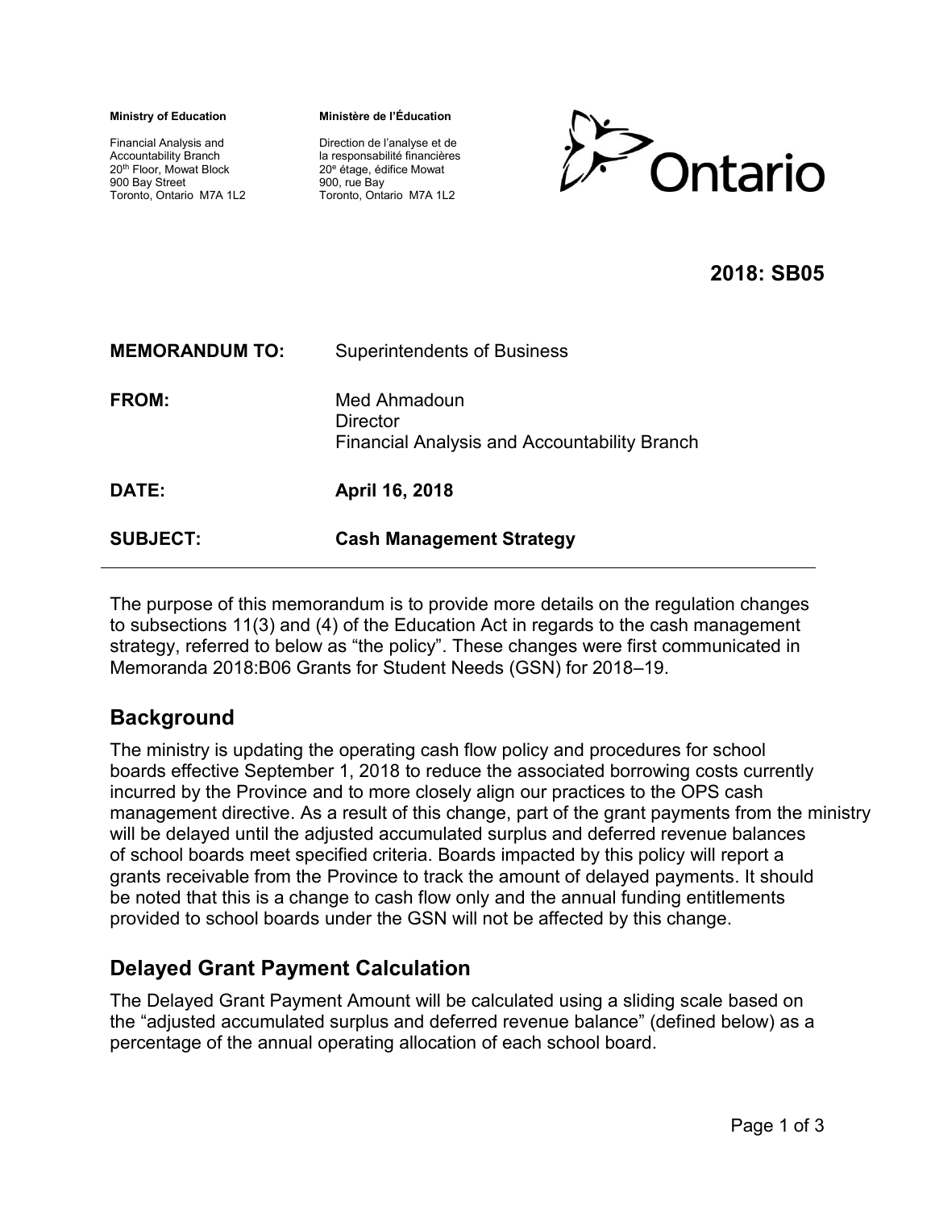**Ministry of Education**

Financial Analysis and Accountability Branch
20th Floor, Mowat Block
900 Bay Street
Toronto, Ontario M7A 1L2

**Ministère de l'Éducation**

Direction de l'analyse et de la responsabilité financières
20e étage, édifice Mowat
900, rue Bay
Toronto, Ontario M7A 1L2

**2018: SB05**

| | |
|---|---|
| **MEMORANDUM TO:** | Superintendents of Business |
| **FROM:** | Med Ahmadoun<br>Director<br>Financial Analysis and Accountability Branch |
| **DATE:** | **April 16, 2018** |
| **SUBJECT:** | **Cash Management Strategy** |

The purpose of this memorandum is to provide more details on the regulation changes to subsections 11(3) and (4) of the Education Act in regards to the cash management strategy, referred to below as "the policy". These changes were first communicated in Memoranda 2018:B06 Grants for Student Needs (GSN) for 2018–19.

## Background

The ministry is updating the operating cash flow policy and procedures for school boards effective September 1, 2018 to reduce the associated borrowing costs currently incurred by the Province and to more closely align our practices to the OPS cash management directive. As a result of this change, part of the grant payments from the ministry will be delayed until the adjusted accumulated surplus and deferred revenue balances of school boards meet specified criteria. Boards impacted by this policy will report a grants receivable from the Province to track the amount of delayed payments. It should be noted that this is a change to cash flow only and the annual funding entitlements provided to school boards under the GSN will not be affected by this change.

## Delayed Grant Payment Calculation

The Delayed Grant Payment Amount will be calculated using a sliding scale based on the "adjusted accumulated surplus and deferred revenue balance" (defined below) as a percentage of the annual operating allocation of each school board.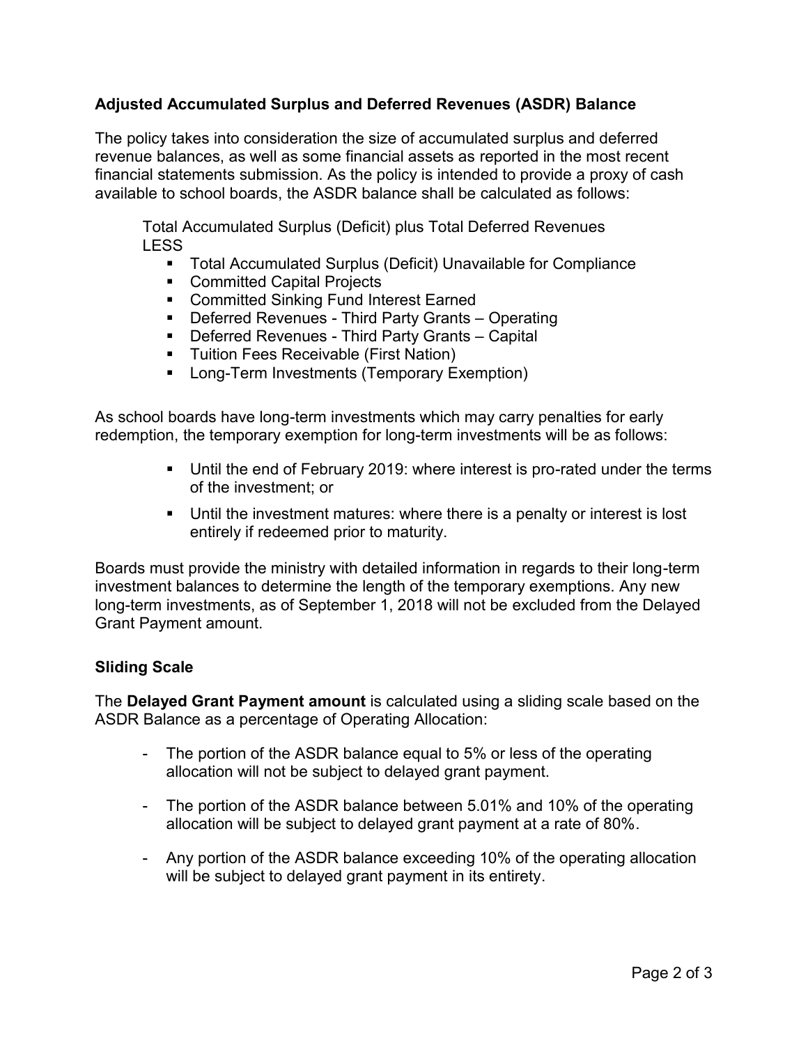### Adjusted Accumulated Surplus and Deferred Revenues (ASDR) Balance

The policy takes into consideration the size of accumulated surplus and deferred revenue balances, as well as some financial assets as reported in the most recent financial statements submission. As the policy is intended to provide a proxy of cash available to school boards, the ASDR balance shall be calculated as follows:

> Total Accumulated Surplus (Deficit) plus Total Deferred Revenues
> LESS
> - Total Accumulated Surplus (Deficit) Unavailable for Compliance
> - Committed Capital Projects
> - Committed Sinking Fund Interest Earned
> - Deferred Revenues - Third Party Grants – Operating
> - Deferred Revenues - Third Party Grants – Capital
> - Tuition Fees Receivable (First Nation)
> - Long-Term Investments (Temporary Exemption)

As school boards have long-term investments which may carry penalties for early redemption, the temporary exemption for long-term investments will be as follows:

- Until the end of February 2019: where interest is pro-rated under the terms of the investment; or
- Until the investment matures: where there is a penalty or interest is lost entirely if redeemed prior to maturity.

Boards must provide the ministry with detailed information in regards to their long-term investment balances to determine the length of the temporary exemptions. Any new long-term investments, as of September 1, 2018 will not be excluded from the Delayed Grant Payment amount.

### Sliding Scale

The **Delayed Grant Payment amount** is calculated using a sliding scale based on the ASDR Balance as a percentage of Operating Allocation:

- The portion of the ASDR balance equal to 5% or less of the operating allocation will not be subject to delayed grant payment.
- The portion of the ASDR balance between 5.01% and 10% of the operating allocation will be subject to delayed grant payment at a rate of 80%.
- Any portion of the ASDR balance exceeding 10% of the operating allocation will be subject to delayed grant payment in its entirety.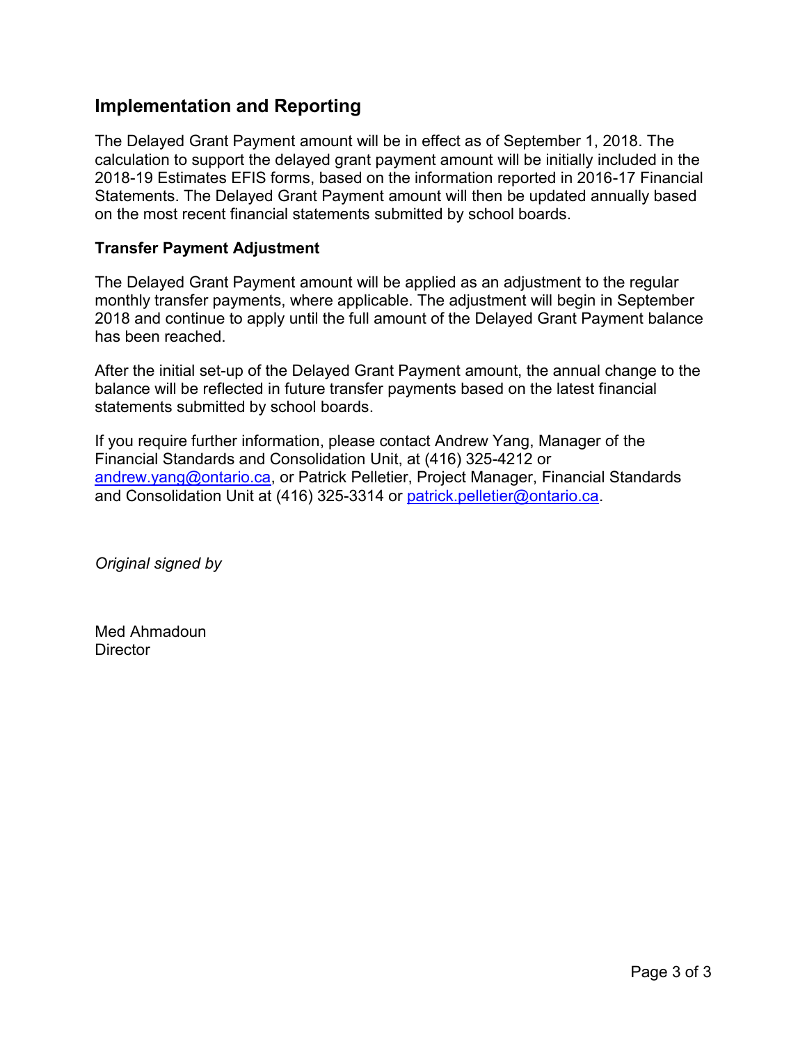## Implementation and Reporting

The Delayed Grant Payment amount will be in effect as of September 1, 2018. The calculation to support the delayed grant payment amount will be initially included in the 2018-19 Estimates EFIS forms, based on the information reported in 2016-17 Financial Statements. The Delayed Grant Payment amount will then be updated annually based on the most recent financial statements submitted by school boards.

### Transfer Payment Adjustment

The Delayed Grant Payment amount will be applied as an adjustment to the regular monthly transfer payments, where applicable. The adjustment will begin in September 2018 and continue to apply until the full amount of the Delayed Grant Payment balance has been reached.

After the initial set-up of the Delayed Grant Payment amount, the annual change to the balance will be reflected in future transfer payments based on the latest financial statements submitted by school boards.

If you require further information, please contact Andrew Yang, Manager of the Financial Standards and Consolidation Unit, at (416) 325-4212 or andrew.yang@ontario.ca, or Patrick Pelletier, Project Manager, Financial Standards and Consolidation Unit at (416) 325-3314 or patrick.pelletier@ontario.ca.

*Original signed by*

Med Ahmadoun
Director